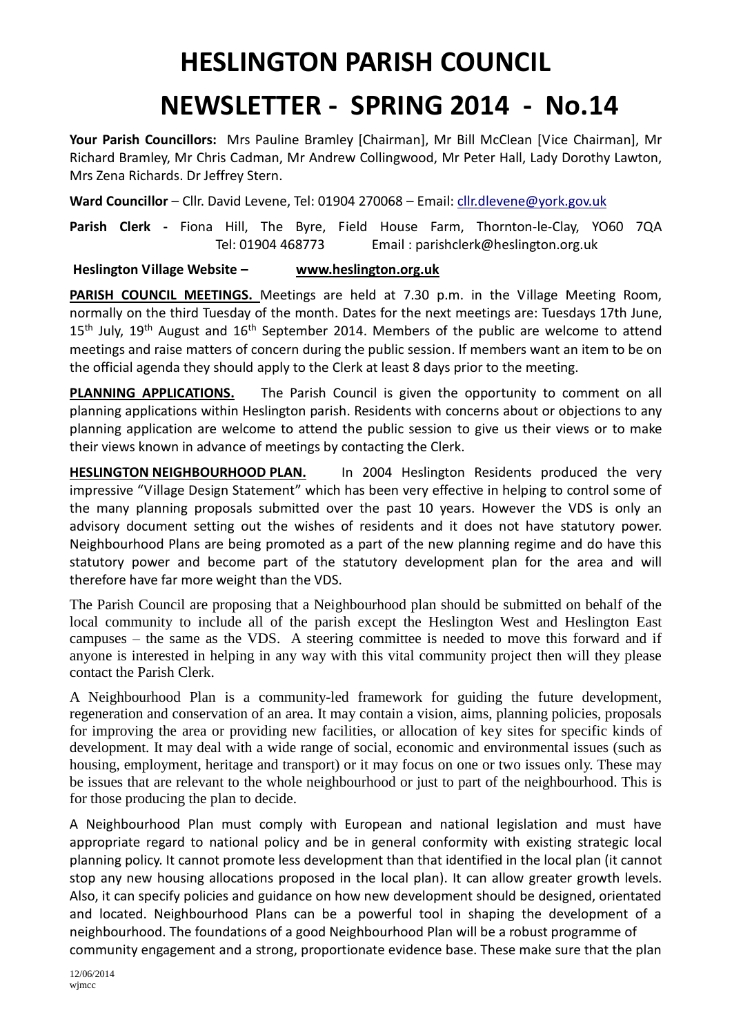# HESLINGTON PARISH COUNCIL

# NEWSLETTER - SPRING 2014 - No.14

**Your Parish Councillors:** Mrs Pauline Bramley [Chairman], Mr Bill McClean [Vice Chairman], Mr Richard Bramley, Mr Chris Cadman, Mr Andrew Collingwood, Mr Peter Hall, Lady Dorothy Lawton, Mrs Zena Richards. Dr Jeffrey Stern.

**Ward Councillor** – Cllr. David Levene, Tel: 01904 270068 – Email: cllr.dlevene@york.gov.uk

**Parish Clerk -** Fiona Hill, The Byre, Field House Farm, Thornton-le-Clay, YO60 7QA Tel: 01904 468773 Email : parishclerk@heslington.org.uk

**Heslington Village Website – www.heslington.org.uk**

**PARISH COUNCIL MEETINGS.** Meetings are held at 7.30 p.m. in the Village Meeting Room, normally on the third Tuesday of the month. Dates for the next meetings are: Tuesdays 17th June, 15th July, 19th August and 16th September 2014. Members of the public are welcome to attend meetings and raise matters of concern during the public session. If members want an item to be on the official agenda they should apply to the Clerk at least 8 days prior to the meeting.

**PLANNING APPLICATIONS.** The Parish Council is given the opportunity to comment on all planning applications within Heslington parish. Residents with concerns about or objections to any planning application are welcome to attend the public session to give us their views or to make their views known in advance of meetings by contacting the Clerk.

**HESLINGTON NEIGHBOURHOOD PLAN.** In 2004 Heslington Residents produced the very impressive "Village Design Statement" which has been very effective in helping to control some of the many planning proposals submitted over the past 10 years. However the VDS is only an advisory document setting out the wishes of residents and it does not have statutory power. Neighbourhood Plans are being promoted as a part of the new planning regime and do have this statutory power and become part of the statutory development plan for the area and will therefore have far more weight than the VDS.

The Parish Council are proposing that a Neighbourhood plan should be submitted on behalf of the local community to include all of the parish except the Heslington West and Heslington East campuses – the same as the VDS. A steering committee is needed to move this forward and if anyone is interested in helping in any way with this vital community project then will they please contact the Parish Clerk.

A Neighbourhood Plan is a community-led framework for guiding the future development, regeneration and conservation of an area. It may contain a vision, aims, planning policies, proposals for improving the area or providing new facilities, or allocation of key sites for specific kinds of development. It may deal with a wide range of social, economic and environmental issues (such as housing, employment, heritage and transport) or it may focus on one or two issues only. These may be issues that are relevant to the whole neighbourhood or just to part of the neighbourhood. This is for those producing the plan to decide.

A Neighbourhood Plan must comply with European and national legislation and must have appropriate regard to national policy and be in general conformity with existing strategic local planning policy. It cannot promote less development than that identified in the local plan (it cannot stop any new housing allocations proposed in the local plan). It can allow greater growth levels. Also, it can specify policies and guidance on how new development should be designed, orientated and located. Neighbourhood Plans can be a powerful tool in shaping the development of a neighbourhood. The foundations of a good Neighbourhood Plan will be a robust programme of community engagement and a strong, proportionate evidence base. These make sure that the plan

12/06/2014
wjmcc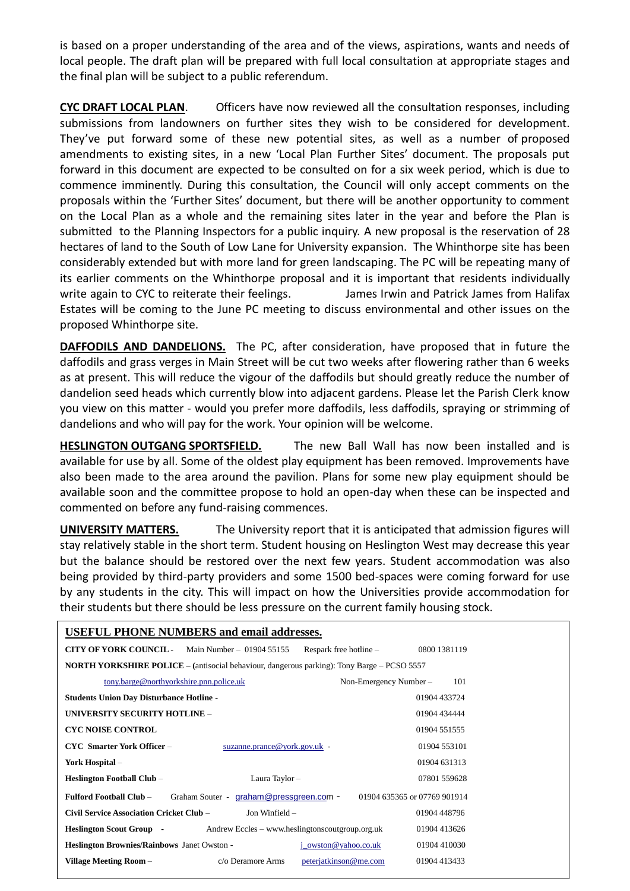is based on a proper understanding of the area and of the views, aspirations, wants and needs of local people. The draft plan will be prepared with full local consultation at appropriate stages and the final plan will be subject to a public referendum.

**CYC DRAFT LOCAL PLAN**. Officers have now reviewed all the consultation responses, including submissions from landowners on further sites they wish to be considered for development. They've put forward some of these new potential sites, as well as a number of proposed amendments to existing sites, in a new 'Local Plan Further Sites' document. The proposals put forward in this document are expected to be consulted on for a six week period, which is due to commence imminently. During this consultation, the Council will only accept comments on the proposals within the 'Further Sites' document, but there will be another opportunity to comment on the Local Plan as a whole and the remaining sites later in the year and before the Plan is submitted to the Planning Inspectors for a public inquiry. A new proposal is the reservation of 28 hectares of land to the South of Low Lane for University expansion. The Whinthorpe site has been considerably extended but with more land for green landscaping. The PC will be repeating many of its earlier comments on the Whinthorpe proposal and it is important that residents individually write again to CYC to reiterate their feelings. James Irwin and Patrick James from Halifax Estates will be coming to the June PC meeting to discuss environmental and other issues on the proposed Whinthorpe site.

**DAFFODILS AND DANDELIONS.** The PC, after consideration, have proposed that in future the daffodils and grass verges in Main Street will be cut two weeks after flowering rather than 6 weeks as at present. This will reduce the vigour of the daffodils but should greatly reduce the number of dandelion seed heads which currently blow into adjacent gardens. Please let the Parish Clerk know you view on this matter - would you prefer more daffodils, less daffodils, spraying or strimming of dandelions and who will pay for the work. Your opinion will be welcome.

**HESLINGTON OUTGANG SPORTSFIELD.** The new Ball Wall has now been installed and is available for use by all. Some of the oldest play equipment has been removed. Improvements have also been made to the area around the pavilion. Plans for some new play equipment should be available soon and the committee propose to hold an open-day when these can be inspected and commented on before any fund-raising commences.

**UNIVERSITY MATTERS.** The University report that it is anticipated that admission figures will stay relatively stable in the short term. Student housing on Heslington West may decrease this year but the balance should be restored over the next few years. Student accommodation was also being provided by third-party providers and some 1500 bed-spaces were coming forward for use by any students in the city. This will impact on how the Universities provide accommodation for their students but there should be less pressure on the current family housing stock.

## USEFUL PHONE NUMBERS and email addresses.

| | | | |
|---|---|---|---|
| **CITY OF YORK COUNCIL** - | Main Number – 01904 55155 | Respark free hotline – | 0800 1381119 |
| **NORTH YORKSHIRE POLICE – (**antisocial behaviour, dangerous parking): Tony Barge – PCSO 5557 | | | |
| tony.barge@northyorkshire.pnn.police.uk | | Non-Emergency Number – | 101 |
| **Students Union Day Disturbance Hotline** - | | | 01904 433724 |
| **UNIVERSITY SECURITY HOTLINE** – | | | 01904 434444 |
| **CYC NOISE CONTROL** | | | 01904 551555 |
| **CYC Smarter York Officer** – | suzanne.prance@york.gov.uk - | | 01904 553101 |
| **York Hospital** – | | | 01904 631313 |
| **Heslington Football Club** – | Laura Taylor – | | 07801 559628 |
| **Fulford Football Club** – | Graham Souter - graham@pressgreen.com - | | 01904 635365 or 07769 901914 |
| **Civil Service Association Cricket Club** – | Jon Winfield – | | 01904 448796 |
| **Heslington Scout Group** - | Andrew Eccles – www.heslingtonscoutgroup.org.uk | | 01904 413626 |
| **Heslington Brownies/Rainbows** Janet Owston - | | j_owston@yahoo.co.uk | 01904 410030 |
| **Village Meeting Room** – | c/o Deramore Arms | peterjatkinson@me.com | 01904 413433 |